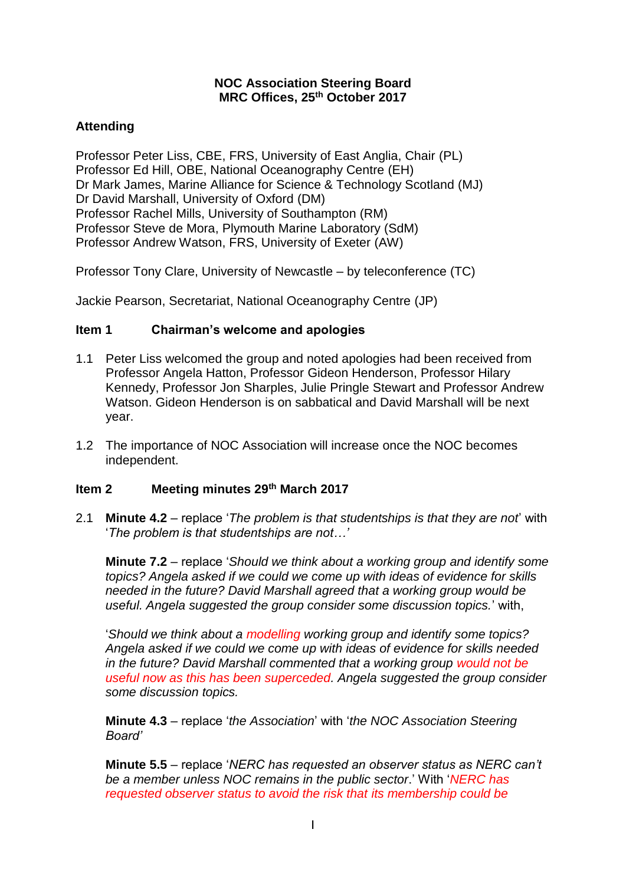**NOC Association Steering Board**
**MRC Offices, 25th October 2017**

**Attending**

Professor Peter Liss, CBE, FRS, University of East Anglia, Chair (PL)
Professor Ed Hill, OBE, National Oceanography Centre (EH)
Dr Mark James, Marine Alliance for Science & Technology Scotland (MJ)
Dr David Marshall, University of Oxford (DM)
Professor Rachel Mills, University of Southampton (RM)
Professor Steve de Mora, Plymouth Marine Laboratory (SdM)
Professor Andrew Watson, FRS, University of Exeter (AW)

Professor Tony Clare, University of Newcastle – by teleconference (TC)

Jackie Pearson, Secretariat, National Oceanography Centre (JP)

**Item 1 Chairman's welcome and apologies**

1.1 Peter Liss welcomed the group and noted apologies had been received from Professor Angela Hatton, Professor Gideon Henderson, Professor Hilary Kennedy, Professor Jon Sharples, Julie Pringle Stewart and Professor Andrew Watson. Gideon Henderson is on sabbatical and David Marshall will be next year.

1.2 The importance of NOC Association will increase once the NOC becomes independent.

**Item 2 Meeting minutes 29th March 2017**

2.1 **Minute 4.2** – replace '*The problem is that studentships is that they are not*' with '*The problem is that studentships are not…*'

**Minute 7.2** – replace '*Should we think about a working group and identify some topics? Angela asked if we could we come up with ideas of evidence for skills needed in the future? David Marshall agreed that a working group would be useful. Angela suggested the group consider some discussion topics.*' with,

'*Should we think about a modelling working group and identify some topics? Angela asked if we could we come up with ideas of evidence for skills needed in the future? David Marshall commented that a working group would not be useful now as this has been superceded. Angela suggested the group consider some discussion topics.*

**Minute 4.3** – replace '*the Association*' with '*the NOC Association Steering Board'*

**Minute 5.5** – replace '*NERC has requested an observer status as NERC can't be a member unless NOC remains in the public sector*.' With '*NERC has requested observer status to avoid the risk that its membership could be*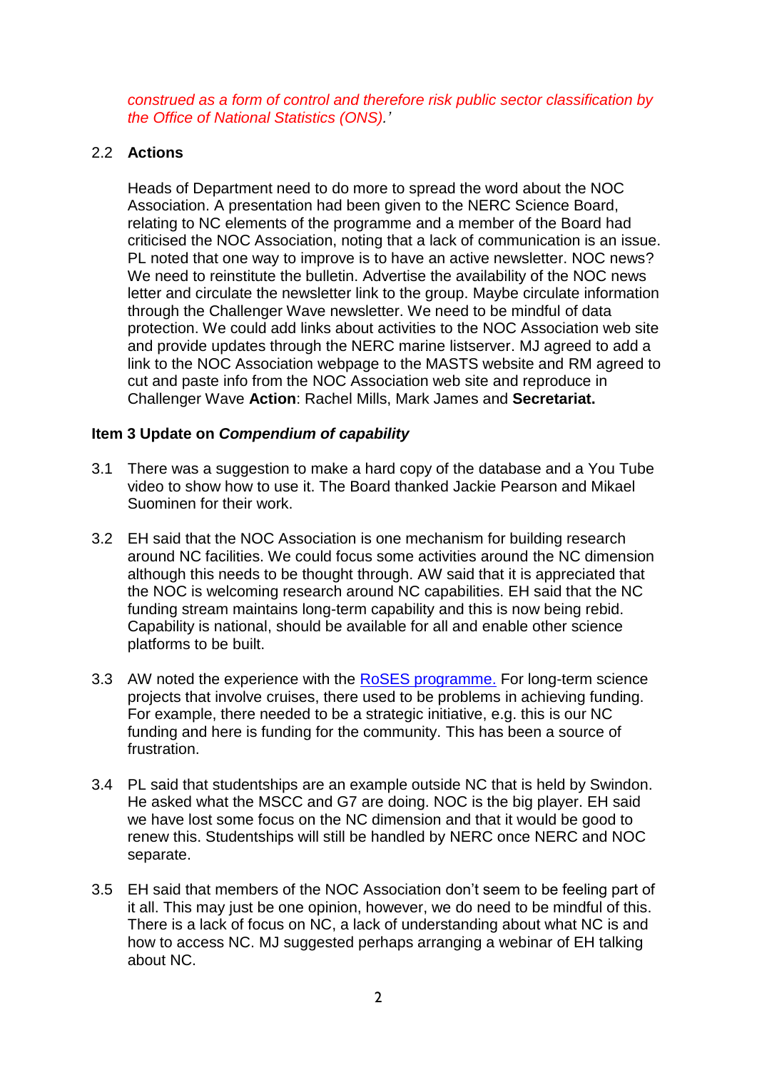*construed as a form of control and therefore risk public sector classification by the Office of National Statistics (ONS).'*

2.2 **Actions**

Heads of Department need to do more to spread the word about the NOC Association. A presentation had been given to the NERC Science Board, relating to NC elements of the programme and a member of the Board had criticised the NOC Association, noting that a lack of communication is an issue. PL noted that one way to improve is to have an active newsletter. NOC news? We need to reinstitute the bulletin. Advertise the availability of the NOC news letter and circulate the newsletter link to the group. Maybe circulate information through the Challenger Wave newsletter. We need to be mindful of data protection. We could add links about activities to the NOC Association web site and provide updates through the NERC marine listserver. MJ agreed to add a link to the NOC Association webpage to the MASTS website and RM agreed to cut and paste info from the NOC Association web site and reproduce in Challenger Wave **Action**: Rachel Mills, Mark James and **Secretariat.**

### Item 3 Update on *Compendium of capability*

3.1 There was a suggestion to make a hard copy of the database and a You Tube video to show how to use it. The Board thanked Jackie Pearson and Mikael Suominen for their work.

3.2 EH said that the NOC Association is one mechanism for building research around NC facilities. We could focus some activities around the NC dimension although this needs to be thought through. AW said that it is appreciated that the NOC is welcoming research around NC capabilities. EH said that the NC funding stream maintains long-term capability and this is now being rebid. Capability is national, should be available for all and enable other science platforms to be built.

3.3 AW noted the experience with the [RoSES programme.](RoSES programme) For long-term science projects that involve cruises, there used to be problems in achieving funding. For example, there needed to be a strategic initiative, e.g. this is our NC funding and here is funding for the community. This has been a source of frustration.

3.4 PL said that studentships are an example outside NC that is held by Swindon. He asked what the MSCC and G7 are doing. NOC is the big player. EH said we have lost some focus on the NC dimension and that it would be good to renew this. Studentships will still be handled by NERC once NERC and NOC separate.

3.5 EH said that members of the NOC Association don't seem to be feeling part of it all. This may just be one opinion, however, we do need to be mindful of this. There is a lack of focus on NC, a lack of understanding about what NC is and how to access NC. MJ suggested perhaps arranging a webinar of EH talking about NC.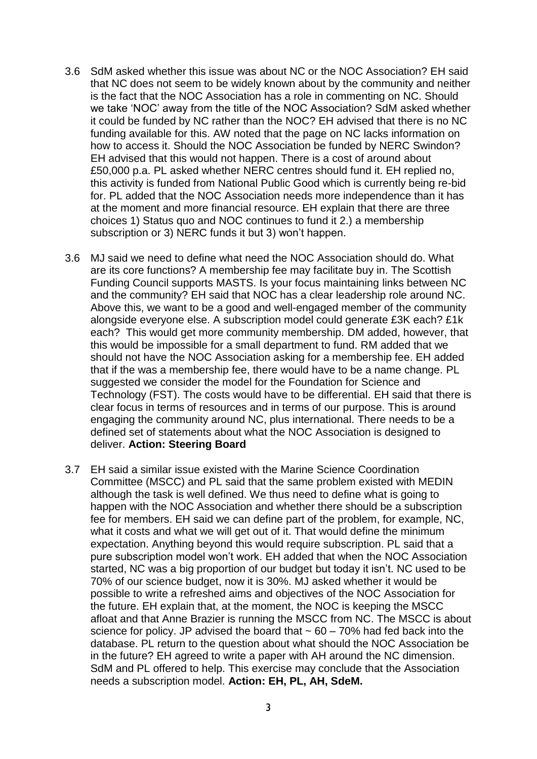3.6 SdM asked whether this issue was about NC or the NOC Association? EH said that NC does not seem to be widely known about by the community and neither is the fact that the NOC Association has a role in commenting on NC. Should we take 'NOC' away from the title of the NOC Association? SdM asked whether it could be funded by NC rather than the NOC? EH advised that there is no NC funding available for this. AW noted that the page on NC lacks information on how to access it. Should the NOC Association be funded by NERC Swindon? EH advised that this would not happen. There is a cost of around about £50,000 p.a. PL asked whether NERC centres should fund it. EH replied no, this activity is funded from National Public Good which is currently being re-bid for. PL added that the NOC Association needs more independence than it has at the moment and more financial resource. EH explain that there are three choices 1) Status quo and NOC continues to fund it 2.) a membership subscription or 3) NERC funds it but 3) won't happen.

3.6 MJ said we need to define what need the NOC Association should do. What are its core functions? A membership fee may facilitate buy in. The Scottish Funding Council supports MASTS. Is your focus maintaining links between NC and the community? EH said that NOC has a clear leadership role around NC. Above this, we want to be a good and well-engaged member of the community alongside everyone else. A subscription model could generate £3K each? £1k each? This would get more community membership. DM added, however, that this would be impossible for a small department to fund. RM added that we should not have the NOC Association asking for a membership fee. EH added that if the was a membership fee, there would have to be a name change. PL suggested we consider the model for the Foundation for Science and Technology (FST). The costs would have to be differential. EH said that there is clear focus in terms of resources and in terms of our purpose. This is around engaging the community around NC, plus international. There needs to be a defined set of statements about what the NOC Association is designed to deliver. **Action: Steering Board**

3.7 EH said a similar issue existed with the Marine Science Coordination Committee (MSCC) and PL said that the same problem existed with MEDIN although the task is well defined. We thus need to define what is going to happen with the NOC Association and whether there should be a subscription fee for members. EH said we can define part of the problem, for example, NC, what it costs and what we will get out of it. That would define the minimum expectation. Anything beyond this would require subscription. PL said that a pure subscription model won't work. EH added that when the NOC Association started, NC was a big proportion of our budget but today it isn't. NC used to be 70% of our science budget, now it is 30%. MJ asked whether it would be possible to write a refreshed aims and objectives of the NOC Association for the future. EH explain that, at the moment, the NOC is keeping the MSCC afloat and that Anne Brazier is running the MSCC from NC. The MSCC is about science for policy. JP advised the board that ~ 60 – 70% had fed back into the database. PL return to the question about what should the NOC Association be in the future? EH agreed to write a paper with AH around the NC dimension. SdM and PL offered to help. This exercise may conclude that the Association needs a subscription model. **Action: EH, PL, AH, SdeM.**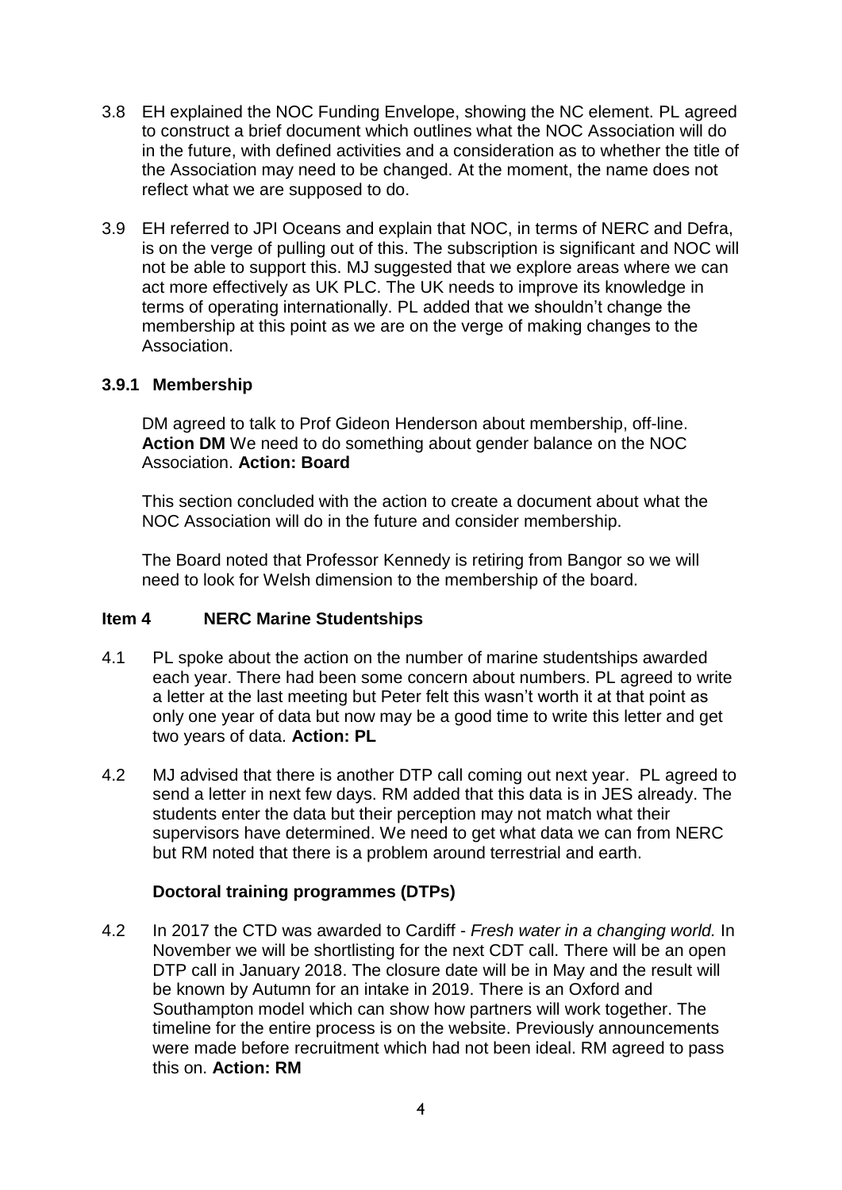3.8 EH explained the NOC Funding Envelope, showing the NC element. PL agreed to construct a brief document which outlines what the NOC Association will do in the future, with defined activities and a consideration as to whether the title of the Association may need to be changed. At the moment, the name does not reflect what we are supposed to do.

3.9 EH referred to JPI Oceans and explain that NOC, in terms of NERC and Defra, is on the verge of pulling out of this. The subscription is significant and NOC will not be able to support this. MJ suggested that we explore areas where we can act more effectively as UK PLC. The UK needs to improve its knowledge in terms of operating internationally. PL added that we shouldn't change the membership at this point as we are on the verge of making changes to the Association.

### 3.9.1 Membership

DM agreed to talk to Prof Gideon Henderson about membership, off-line. **Action DM** We need to do something about gender balance on the NOC Association. **Action: Board**

This section concluded with the action to create a document about what the NOC Association will do in the future and consider membership.

The Board noted that Professor Kennedy is retiring from Bangor so we will need to look for Welsh dimension to the membership of the board.

## Item 4 NERC Marine Studentships

4.1 PL spoke about the action on the number of marine studentships awarded each year. There had been some concern about numbers. PL agreed to write a letter at the last meeting but Peter felt this wasn't worth it at that point as only one year of data but now may be a good time to write this letter and get two years of data. **Action: PL**

4.2 MJ advised that there is another DTP call coming out next year. PL agreed to send a letter in next few days. RM added that this data is in JES already. The students enter the data but their perception may not match what their supervisors have determined. We need to get what data we can from NERC but RM noted that there is a problem around terrestrial and earth.

### Doctoral training programmes (DTPs)

4.2 In 2017 the CTD was awarded to Cardiff - *Fresh water in a changing world.* In November we will be shortlisting for the next CDT call. There will be an open DTP call in January 2018. The closure date will be in May and the result will be known by Autumn for an intake in 2019. There is an Oxford and Southampton model which can show how partners will work together. The timeline for the entire process is on the website. Previously announcements were made before recruitment which had not been ideal. RM agreed to pass this on. **Action: RM**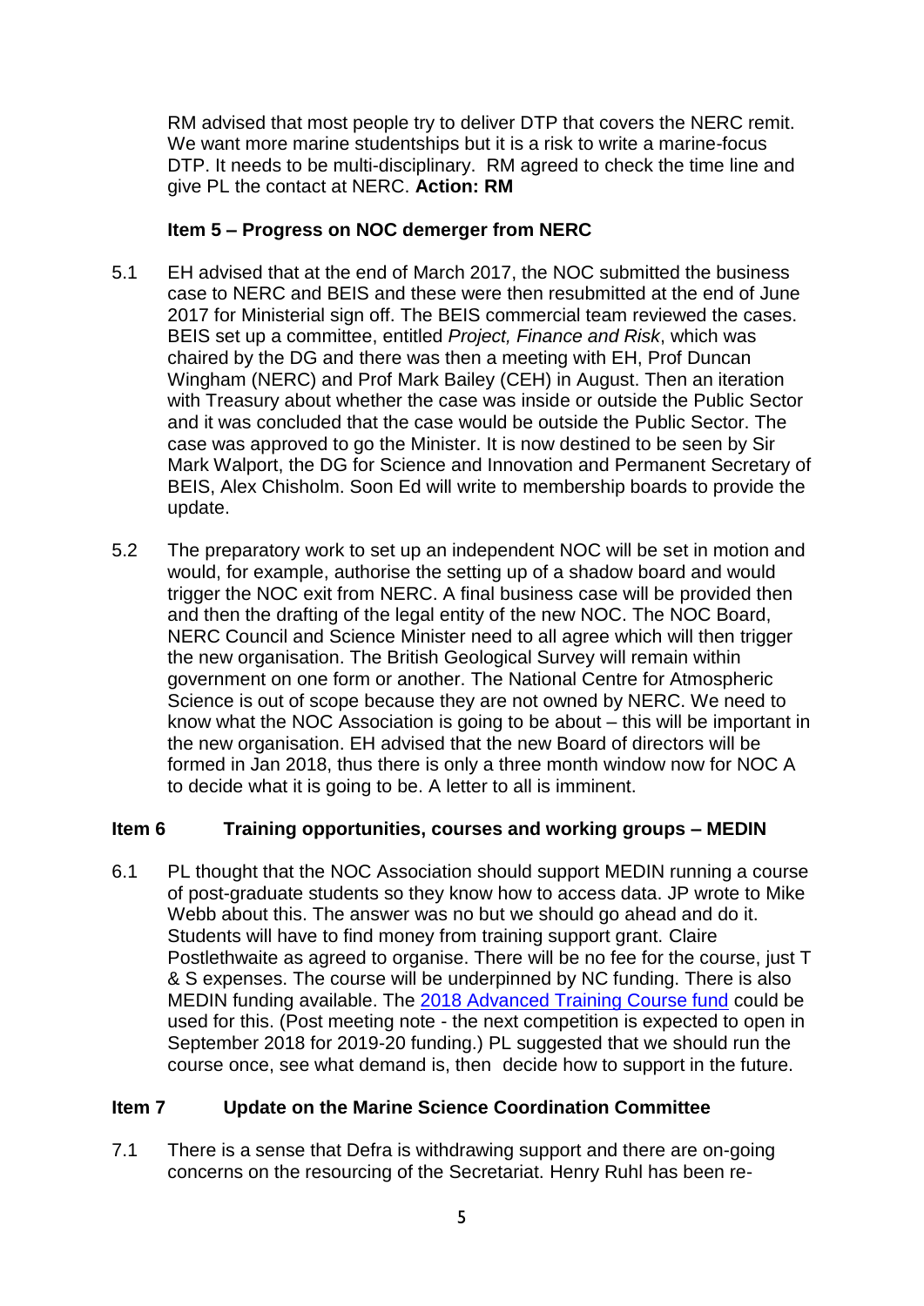RM advised that most people try to deliver DTP that covers the NERC remit. We want more marine studentships but it is a risk to write a marine-focus DTP. It needs to be multi-disciplinary. RM agreed to check the time line and give PL the contact at NERC. **Action: RM**

### Item 5 – Progress on NOC demerger from NERC

5.1 EH advised that at the end of March 2017, the NOC submitted the business case to NERC and BEIS and these were then resubmitted at the end of June 2017 for Ministerial sign off. The BEIS commercial team reviewed the cases. BEIS set up a committee, entitled *Project, Finance and Risk*, which was chaired by the DG and there was then a meeting with EH, Prof Duncan Wingham (NERC) and Prof Mark Bailey (CEH) in August. Then an iteration with Treasury about whether the case was inside or outside the Public Sector and it was concluded that the case would be outside the Public Sector. The case was approved to go the Minister. It is now destined to be seen by Sir Mark Walport, the DG for Science and Innovation and Permanent Secretary of BEIS, Alex Chisholm. Soon Ed will write to membership boards to provide the update.

5.2 The preparatory work to set up an independent NOC will be set in motion and would, for example, authorise the setting up of a shadow board and would trigger the NOC exit from NERC. A final business case will be provided then and then the drafting of the legal entity of the new NOC. The NOC Board, NERC Council and Science Minister need to all agree which will then trigger the new organisation. The British Geological Survey will remain within government on one form or another. The National Centre for Atmospheric Science is out of scope because they are not owned by NERC. We need to know what the NOC Association is going to be about – this will be important in the new organisation. EH advised that the new Board of directors will be formed in Jan 2018, thus there is only a three month window now for NOC A to decide what it is going to be. A letter to all is imminent.

### Item 6 Training opportunities, courses and working groups – MEDIN

6.1 PL thought that the NOC Association should support MEDIN running a course of post-graduate students so they know how to access data. JP wrote to Mike Webb about this. The answer was no but we should go ahead and do it. Students will have to find money from training support grant. Claire Postlethwaite as agreed to organise. There will be no fee for the course, just T & S expenses. The course will be underpinned by NC funding. There is also MEDIN funding available. The 2018 Advanced Training Course fund could be used for this. (Post meeting note - the next competition is expected to open in September 2018 for 2019-20 funding.) PL suggested that we should run the course once, see what demand is, then decide how to support in the future.

### Item 7 Update on the Marine Science Coordination Committee

7.1 There is a sense that Defra is withdrawing support and there are on-going concerns on the resourcing of the Secretariat. Henry Ruhl has been re-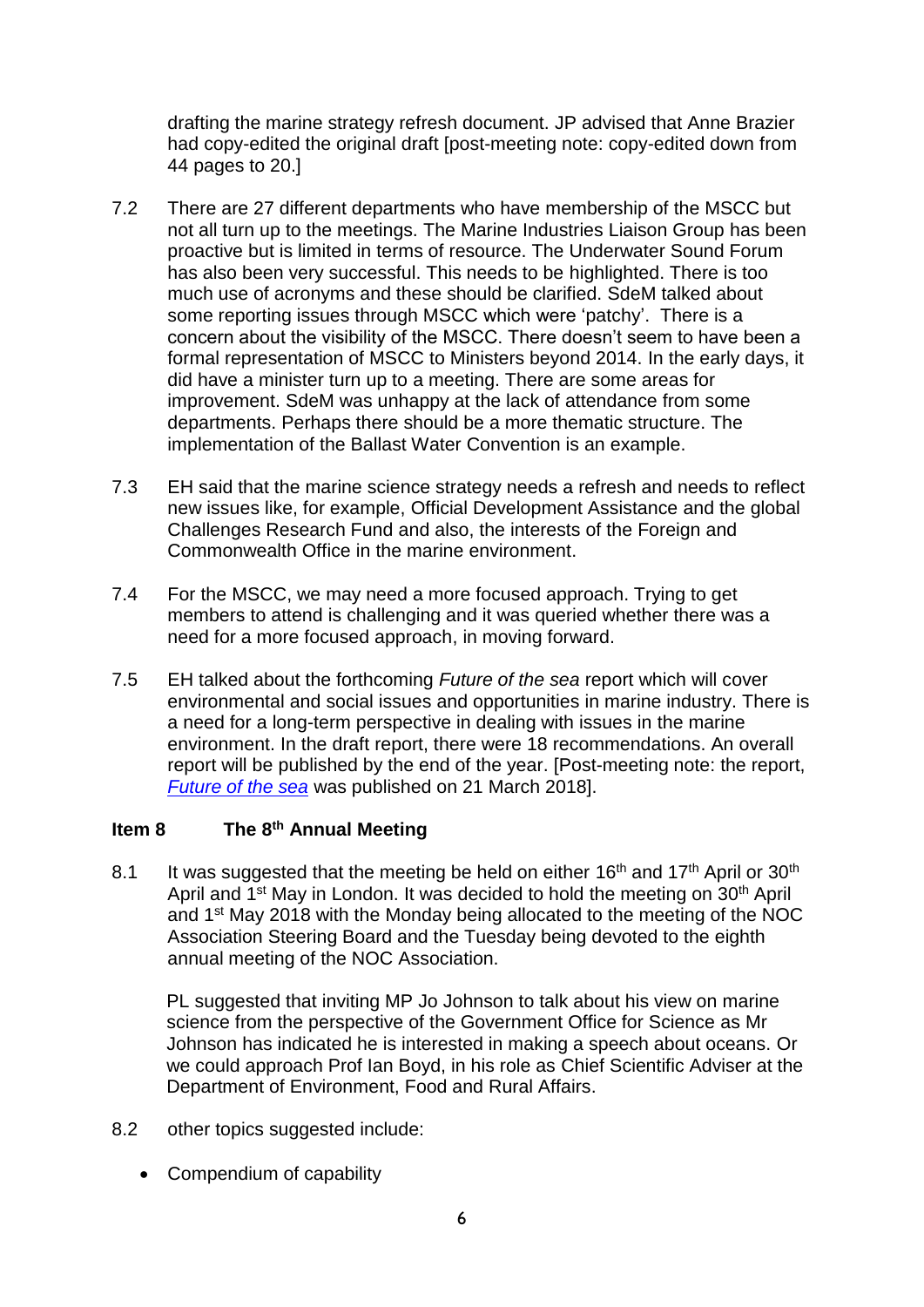drafting the marine strategy refresh document. JP advised that Anne Brazier had copy-edited the original draft [post-meeting note: copy-edited down from 44 pages to 20.]

7.2 There are 27 different departments who have membership of the MSCC but not all turn up to the meetings. The Marine Industries Liaison Group has been proactive but is limited in terms of resource. The Underwater Sound Forum has also been very successful. This needs to be highlighted. There is too much use of acronyms and these should be clarified. SdeM talked about some reporting issues through MSCC which were 'patchy'. There is a concern about the visibility of the MSCC. There doesn't seem to have been a formal representation of MSCC to Ministers beyond 2014. In the early days, it did have a minister turn up to a meeting. There are some areas for improvement. SdeM was unhappy at the lack of attendance from some departments. Perhaps there should be a more thematic structure. The implementation of the Ballast Water Convention is an example.

7.3 EH said that the marine science strategy needs a refresh and needs to reflect new issues like, for example, Official Development Assistance and the global Challenges Research Fund and also, the interests of the Foreign and Commonwealth Office in the marine environment.

7.4 For the MSCC, we may need a more focused approach. Trying to get members to attend is challenging and it was queried whether there was a need for a more focused approach, in moving forward.

7.5 EH talked about the forthcoming *Future of the sea* report which will cover environmental and social issues and opportunities in marine industry. There is a need for a long-term perspective in dealing with issues in the marine environment. In the draft report, there were 18 recommendations. An overall report will be published by the end of the year. [Post-meeting note: the report, *Future of the sea* was published on 21 March 2018].

**Item 8 The 8th Annual Meeting**

8.1 It was suggested that the meeting be held on either 16th and 17th April or 30th April and 1st May in London. It was decided to hold the meeting on 30th April and 1st May 2018 with the Monday being allocated to the meeting of the NOC Association Steering Board and the Tuesday being devoted to the eighth annual meeting of the NOC Association.

PL suggested that inviting MP Jo Johnson to talk about his view on marine science from the perspective of the Government Office for Science as Mr Johnson has indicated he is interested in making a speech about oceans. Or we could approach Prof Ian Boyd, in his role as Chief Scientific Adviser at the Department of Environment, Food and Rural Affairs.

8.2 other topics suggested include:

- Compendium of capability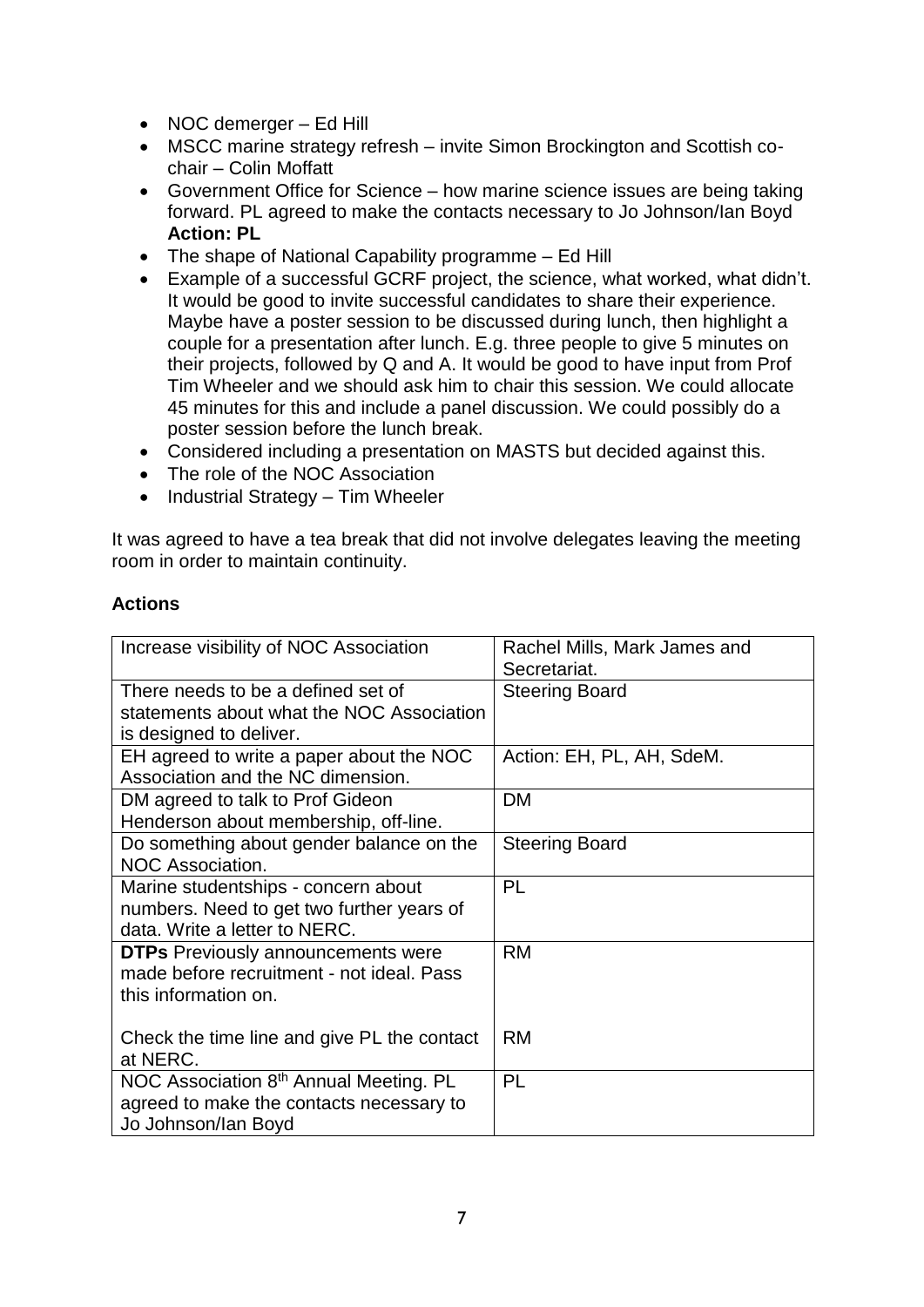- NOC demerger – Ed Hill
- MSCC marine strategy refresh – invite Simon Brockington and Scottish co-chair – Colin Moffatt
- Government Office for Science – how marine science issues are being taking forward. PL agreed to make the contacts necessary to Jo Johnson/Ian Boyd **Action: PL**
- The shape of National Capability programme – Ed Hill
- Example of a successful GCRF project, the science, what worked, what didn't. It would be good to invite successful candidates to share their experience. Maybe have a poster session to be discussed during lunch, then highlight a couple for a presentation after lunch. E.g. three people to give 5 minutes on their projects, followed by Q and A. It would be good to have input from Prof Tim Wheeler and we should ask him to chair this session. We could allocate 45 minutes for this and include a panel discussion. We could possibly do a poster session before the lunch break.
- Considered including a presentation on MASTS but decided against this.
- The role of the NOC Association
- Industrial Strategy – Tim Wheeler

It was agreed to have a tea break that did not involve delegates leaving the meeting room in order to maintain continuity.

**Actions**

| | |
|---|---|
| Increase visibility of NOC Association | Rachel Mills, Mark James and Secretariat. |
| There needs to be a defined set of statements about what the NOC Association is designed to deliver. | Steering Board |
| EH agreed to write a paper about the NOC Association and the NC dimension. | Action: EH, PL, AH, SdeM. |
| DM agreed to talk to Prof Gideon Henderson about membership, off-line. | DM |
| Do something about gender balance on the NOC Association. | Steering Board |
| Marine studentships - concern about numbers. Need to get two further years of data. Write a letter to NERC. | PL |
| **DTPs** Previously announcements were made before recruitment - not ideal. Pass this information on. | RM |
| Check the time line and give PL the contact at NERC. | RM |
| NOC Association 8th Annual Meeting. PL agreed to make the contacts necessary to Jo Johnson/Ian Boyd | PL |